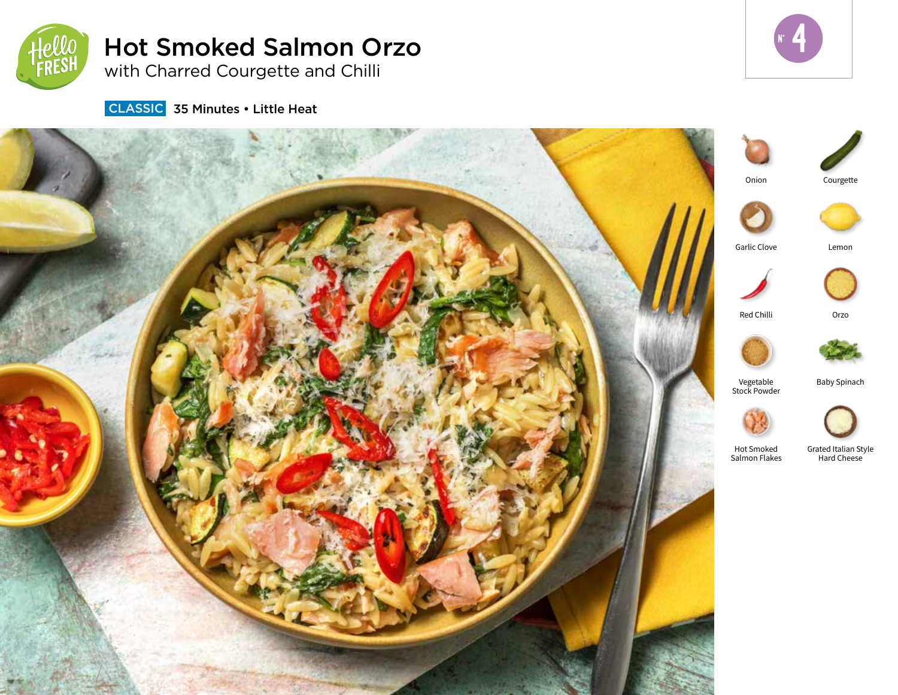# Hot Smoked Salmon Orzo

## with Charred Courgette and Chilli

**CLASSIC** 35 Minutes • Little Heat

Nº 4

- Onion
- Courgette
- Garlic Clove
- Lemon
- Red Chilli
- Orzo
- Vegetable Stock Powder
- Baby Spinach
- Hot Smoked Salmon Flakes
- Grated Italian Style Hard Cheese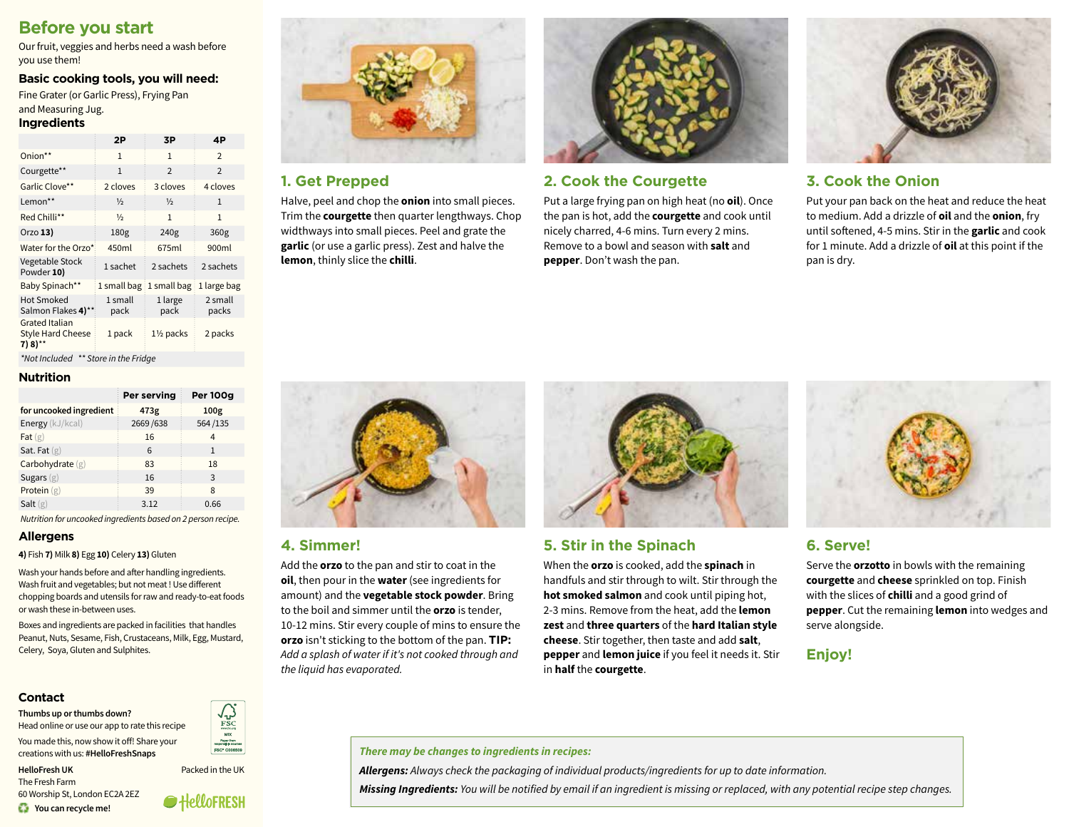## Before you start

Our fruit, veggies and herbs need a wash before you use them!

### Basic cooking tools, you will need:

Fine Grater (or Garlic Press), Frying Pan and Measuring Jug.

### Ingredients

| | 2P | 3P | 4P |
|---|---|---|---|
| Onion** | 1 | 1 | 2 |
| Courgette** | 1 | 2 | 2 |
| Garlic Clove** | 2 cloves | 3 cloves | 4 cloves |
| Lemon** | ½ | ½ | 1 |
| Red Chilli** | ½ | 1 | 1 |
| Orzo **13)** | 180g | 240g | 360g |
| Water for the Orzo* | 450ml | 675ml | 900ml |
| Vegetable Stock Powder **10)** | 1 sachet | 2 sachets | 2 sachets |
| Baby Spinach** | 1 small bag | 1 small bag | 1 large bag |
| Hot Smoked Salmon Flakes **4)**** | 1 small pack | 1 large pack | 2 small packs |
| Grated Italian Style Hard Cheese **7) 8)**** | 1 pack | 1½ packs | 2 packs |

*\*Not Included \*\* Store in the Fridge*

### Nutrition

| | Per serving | Per 100g |
|---|---|---|
| for uncooked ingredient | 473g | 100g |
| Energy (kJ/kcal) | 2669 /638 | 564 /135 |
| Fat (g) | 16 | 4 |
| Sat. Fat (g) | 6 | 1 |
| Carbohydrate (g) | 83 | 18 |
| Sugars (g) | 16 | 3 |
| Protein (g) | 39 | 8 |
| Salt (g) | 3.12 | 0.66 |

*Nutrition for uncooked ingredients based on 2 person recipe.*

### Allergens

**4)** Fish **7)** Milk **8)** Egg **10)** Celery **13)** Gluten

Wash your hands before and after handling ingredients. Wash fruit and vegetables; but not meat ! Use different chopping boards and utensils for raw and ready-to-eat foods or wash these in-between uses.

Boxes and ingredients are packed in facilities that handles Peanut, Nuts, Sesame, Fish, Crustaceans, Milk, Egg, Mustard, Celery, Soya, Gluten and Sulphites.

### Contact

**Thumbs up or thumbs down?**
Head online or use our app to rate this recipe

You made this, now show it off! Share your creations with us: **#HelloFreshSnaps**

**HelloFresh UK**
The Fresh Farm
60 Worship St, London EC2A 2EZ

Packed in the UK

**You can recycle me!**

## 1. Get Prepped

Halve, peel and chop the **onion** into small pieces. Trim the **courgette** then quarter lengthways. Chop widthways into small pieces. Peel and grate the **garlic** (or use a garlic press). Zest and halve the **lemon**, thinly slice the **chilli**.

## 2. Cook the Courgette

Put a large frying pan on high heat (no **oil**). Once the pan is hot, add the **courgette** and cook until nicely charred, 4-6 mins. Turn every 2 mins. Remove to a bowl and season with **salt** and **pepper**. Don't wash the pan.

## 3. Cook the Onion

Put your pan back on the heat and reduce the heat to medium. Add a drizzle of **oil** and the **onion**, fry until softened, 4-5 mins. Stir in the **garlic** and cook for 1 minute. Add a drizzle of **oil** at this point if the pan is dry.

## 4. Simmer!

Add the **orzo** to the pan and stir to coat in the **oil**, then pour in the **water** (see ingredients for amount) and the **vegetable stock powder**. Bring to the boil and simmer until the **orzo** is tender, 10-12 mins. Stir every couple of mins to ensure the **orzo** isn't sticking to the bottom of the pan. **TIP:** *Add a splash of water if it's not cooked through and the liquid has evaporated.*

## 5. Stir in the Spinach

When the **orzo** is cooked, add the **spinach** in handfuls and stir through to wilt. Stir through the **hot smoked salmon** and cook until piping hot, 2-3 mins. Remove from the heat, add the **lemon zest** and **three quarters** of the **hard Italian style cheese**. Stir together, then taste and add **salt**, **pepper** and **lemon juice** if you feel it needs it. Stir in **half** the **courgette**.

## 6. Serve!

Serve the **orzotto** in bowls with the remaining **courgette** and **cheese** sprinkled on top. Finish with the slices of **chilli** and a good grind of **pepper**. Cut the remaining **lemon** into wedges and serve alongside.

**Enjoy!**

***There may be changes to ingredients in recipes:***

***Allergens:*** *Always check the packaging of individual products/ingredients for up to date information.*

***Missing Ingredients:*** *You will be notified by email if an ingredient is missing or replaced, with any potential recipe step changes.*